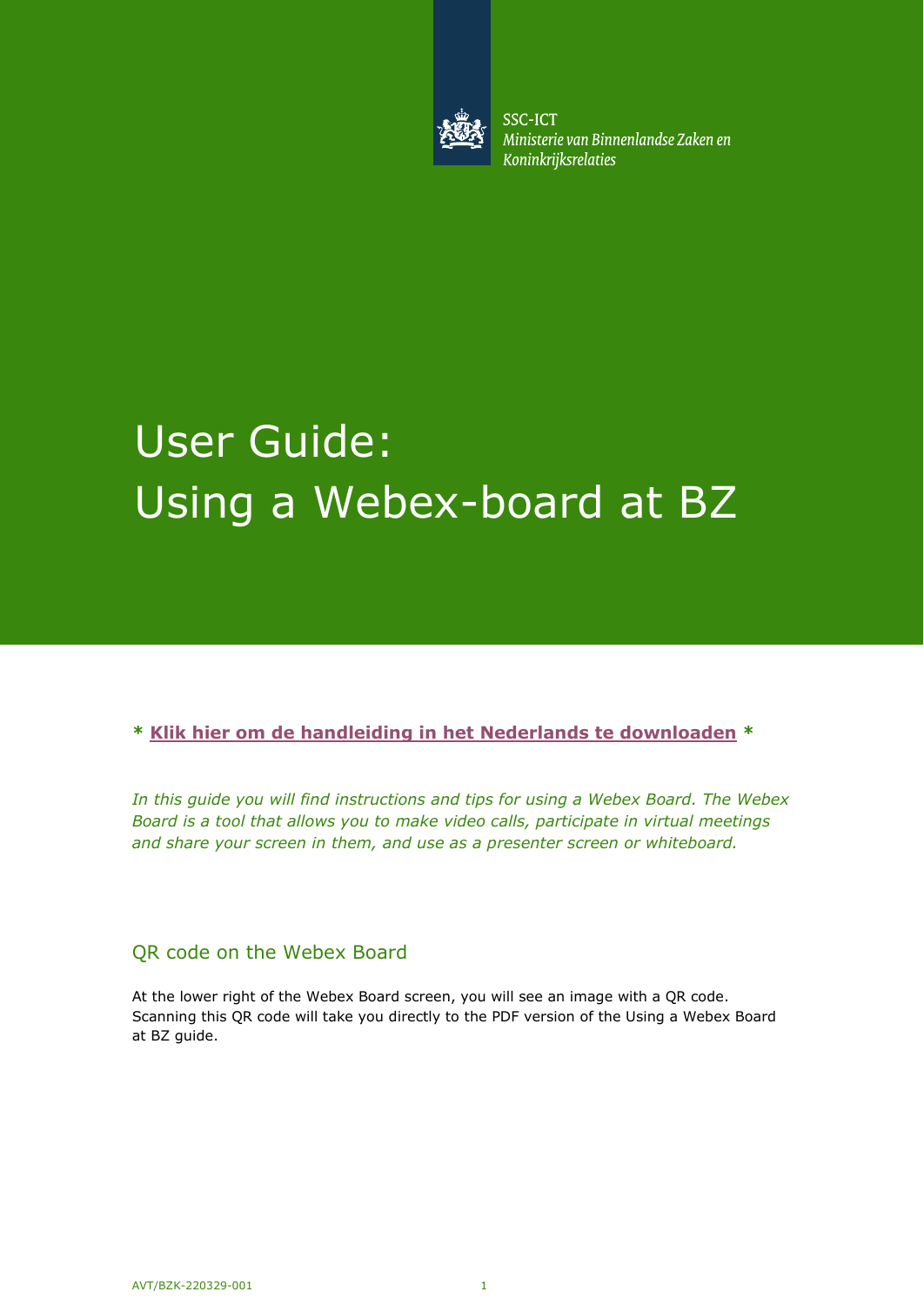SSC-ICT
*Ministerie van Binnenlandse Zaken en Koninkrijksrelaties*

# User Guide: Using a Webex-board at BZ

**\* Klik hier om de handleiding in het Nederlands te downloaden \***

*In this guide you will find instructions and tips for using a Webex Board. The Webex Board is a tool that allows you to make video calls, participate in virtual meetings and share your screen in them, and use as a presenter screen or whiteboard.*

## QR code on the Webex Board

At the lower right of the Webex Board screen, you will see an image with a QR code. Scanning this QR code will take you directly to the PDF version of the Using a Webex Board at BZ guide.

AVT/BZK-220329-001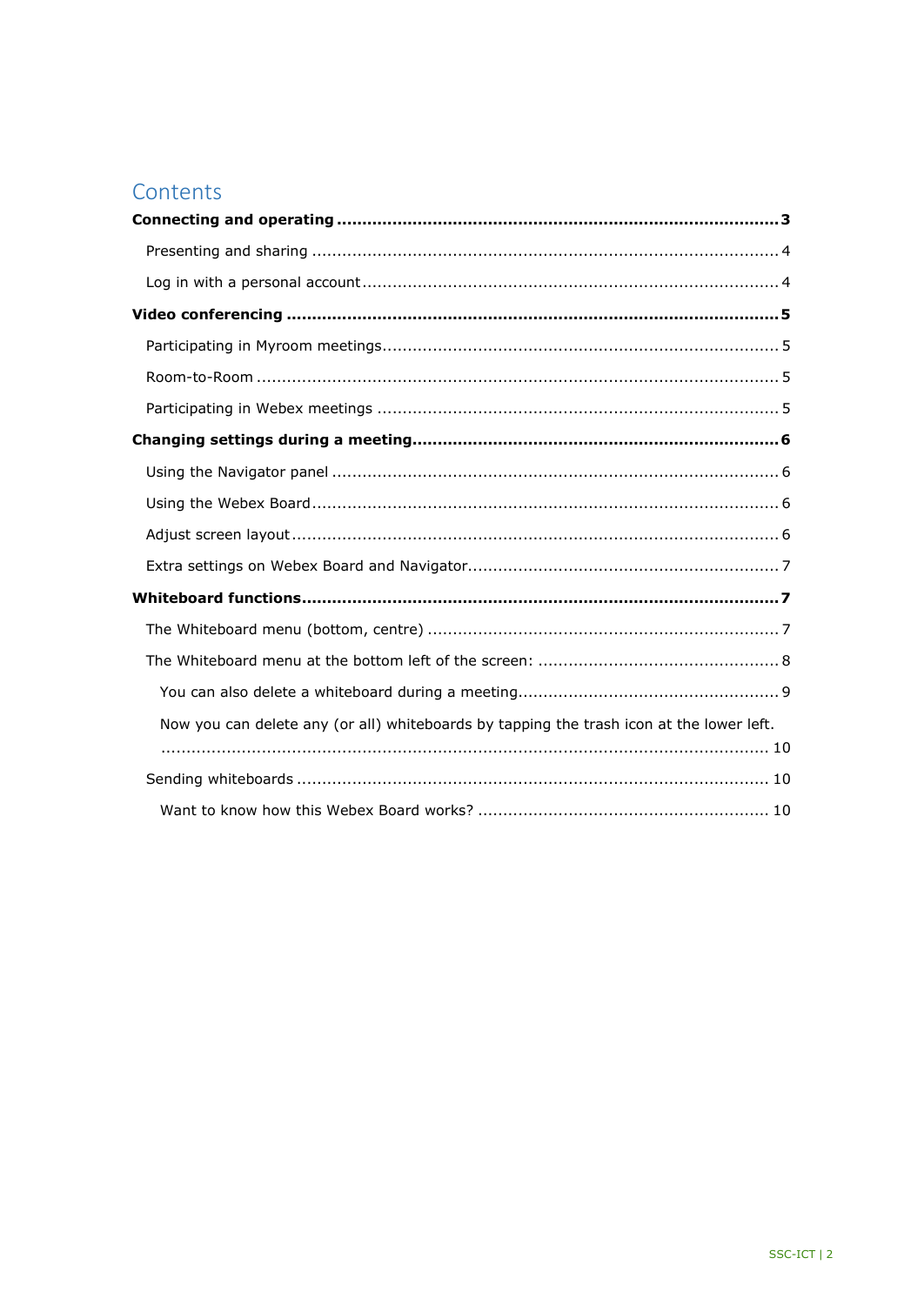# Contents

**Connecting and operating** ........................................................................ **3**

- Presenting and sharing ........................................................................ 4
- Log in with a personal account ........................................................................ 4

**Video conferencing** ........................................................................ **5**

- Participating in Myroom meetings ........................................................................ 5
- Room-to-Room ........................................................................ 5
- Participating in Webex meetings ........................................................................ 5

**Changing settings during a meeting** ........................................................................ **6**

- Using the Navigator panel ........................................................................ 6
- Using the Webex Board ........................................................................ 6
- Adjust screen layout ........................................................................ 6
- Extra settings on Webex Board and Navigator ........................................................................ 7

**Whiteboard functions** ........................................................................ **7**

- The Whiteboard menu (bottom, centre) ........................................................................ 7
- The Whiteboard menu at the bottom left of the screen: ........................................................................ 8
  - You can also delete a whiteboard during a meeting ........................................................................ 9
  - Now you can delete any (or all) whiteboards by tapping the trash icon at the lower left. ........................................................................ 10
- Sending whiteboards ........................................................................ 10
  - Want to know how this Webex Board works? ........................................................................ 10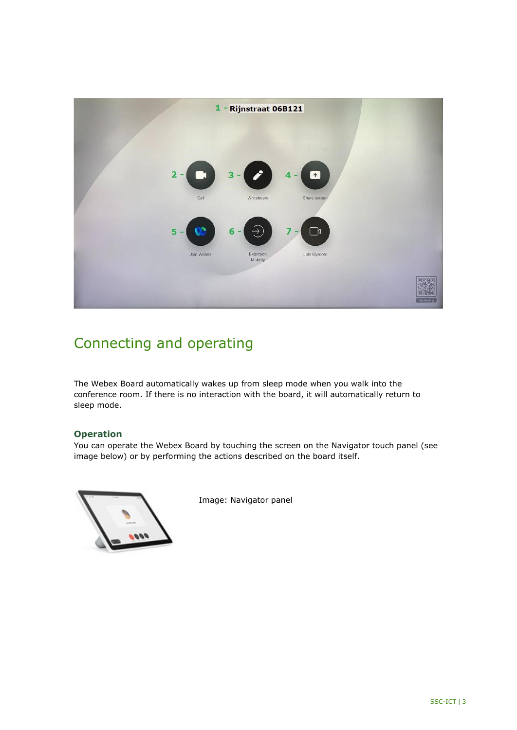## Connecting and operating

The Webex Board automatically wakes up from sleep mode when you walk into the conference room. If there is no interaction with the board, it will automatically return to sleep mode.

### Operation

You can operate the Webex Board by touching the screen on the Navigator touch panel (see image below) or by performing the actions described on the board itself.

Image: Navigator panel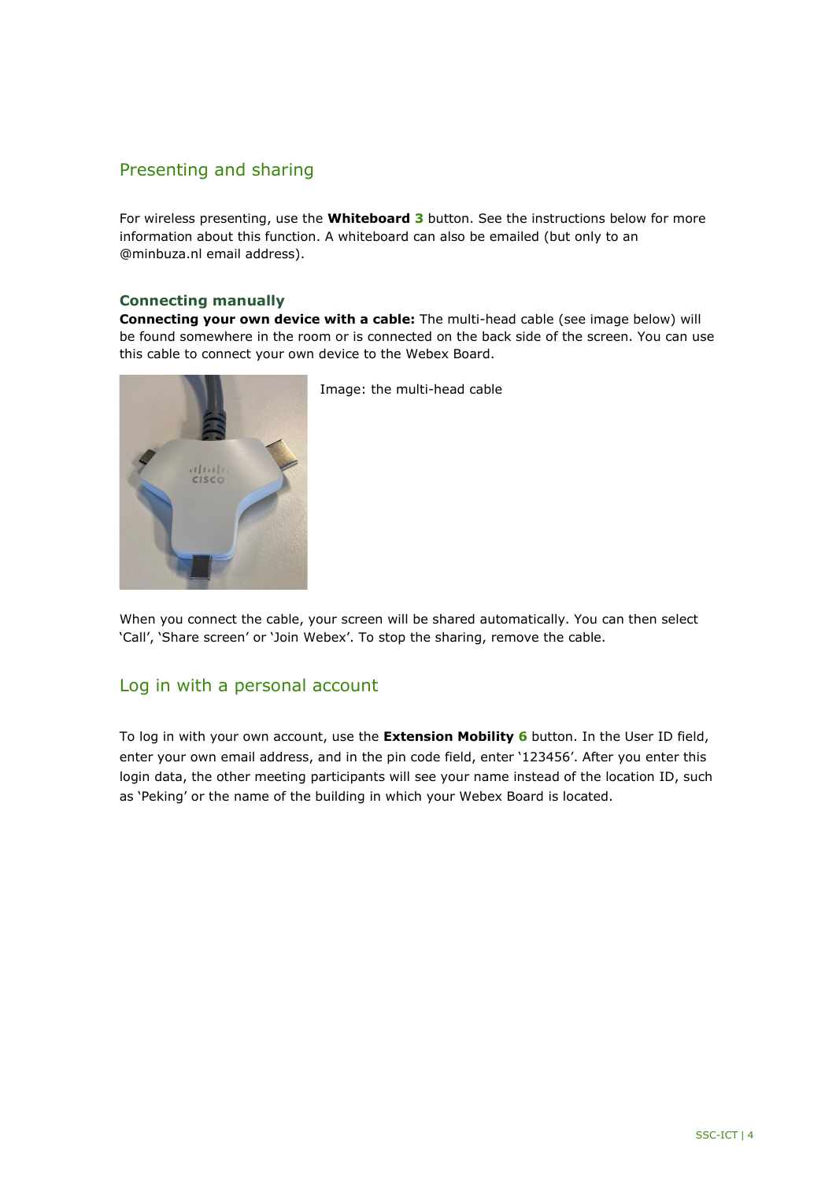## Presenting and sharing

For wireless presenting, use the **Whiteboard 3** button. See the instructions below for more information about this function. A whiteboard can also be emailed (but only to an @minbuza.nl email address).

### Connecting manually

**Connecting your own device with a cable:** The multi-head cable (see image below) will be found somewhere in the room or is connected on the back side of the screen. You can use this cable to connect your own device to the Webex Board.

Image: the multi-head cable

When you connect the cable, your screen will be shared automatically. You can then select 'Call', 'Share screen' or 'Join Webex'. To stop the sharing, remove the cable.

## Log in with a personal account

To log in with your own account, use the **Extension Mobility 6** button. In the User ID field, enter your own email address, and in the pin code field, enter '123456'. After you enter this login data, the other meeting participants will see your name instead of the location ID, such as 'Peking' or the name of the building in which your Webex Board is located.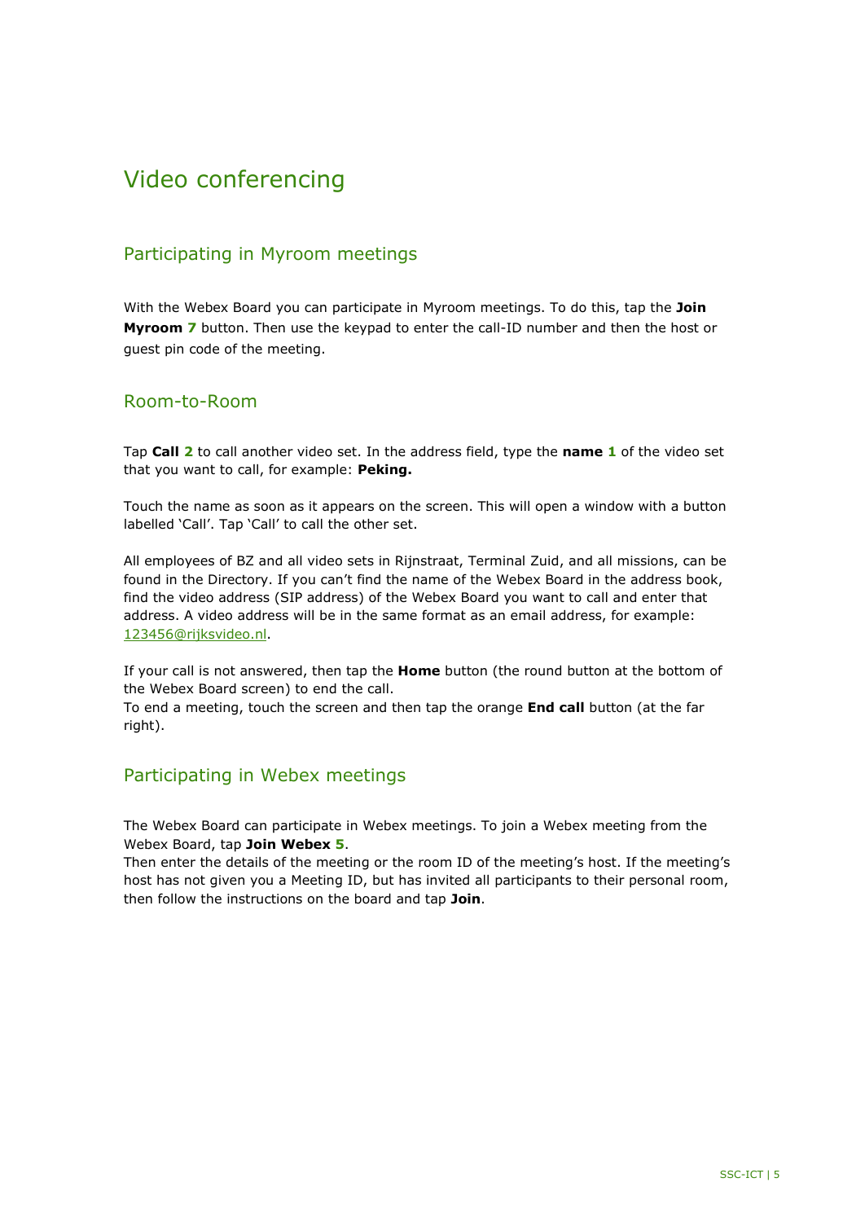# Video conferencing

## Participating in Myroom meetings

With the Webex Board you can participate in Myroom meetings. To do this, tap the **Join Myroom 7** button. Then use the keypad to enter the call-ID number and then the host or guest pin code of the meeting.

## Room-to-Room

Tap **Call 2** to call another video set. In the address field, type the **name 1** of the video set that you want to call, for example: **Peking.**

Touch the name as soon as it appears on the screen. This will open a window with a button labelled 'Call'. Tap 'Call' to call the other set.

All employees of BZ and all video sets in Rijnstraat, Terminal Zuid, and all missions, can be found in the Directory. If you can't find the name of the Webex Board in the address book, find the video address (SIP address) of the Webex Board you want to call and enter that address. A video address will be in the same format as an email address, for example: 123456@rijksvideo.nl.

If your call is not answered, then tap the **Home** button (the round button at the bottom of the Webex Board screen) to end the call.
To end a meeting, touch the screen and then tap the orange **End call** button (at the far right).

## Participating in Webex meetings

The Webex Board can participate in Webex meetings. To join a Webex meeting from the Webex Board, tap **Join Webex 5**.
Then enter the details of the meeting or the room ID of the meeting's host. If the meeting's host has not given you a Meeting ID, but has invited all participants to their personal room, then follow the instructions on the board and tap **Join**.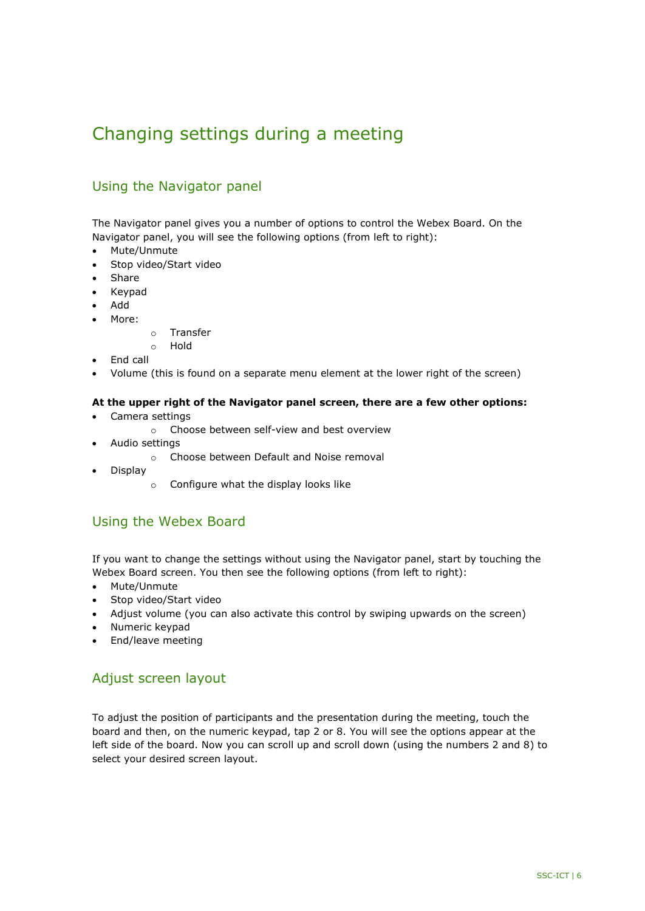# Changing settings during a meeting

## Using the Navigator panel

The Navigator panel gives you a number of options to control the Webex Board. On the Navigator panel, you will see the following options (from left to right):

- Mute/Unmute
- Stop video/Start video
- Share
- Keypad
- Add
- More:
  - Transfer
  - Hold
- End call
- Volume (this is found on a separate menu element at the lower right of the screen)

**At the upper right of the Navigator panel screen, there are a few other options:**

- Camera settings
  - Choose between self-view and best overview
- Audio settings
  - Choose between Default and Noise removal
- Display
  - Configure what the display looks like

## Using the Webex Board

If you want to change the settings without using the Navigator panel, start by touching the Webex Board screen. You then see the following options (from left to right):

- Mute/Unmute
- Stop video/Start video
- Adjust volume (you can also activate this control by swiping upwards on the screen)
- Numeric keypad
- End/leave meeting

## Adjust screen layout

To adjust the position of participants and the presentation during the meeting, touch the board and then, on the numeric keypad, tap 2 or 8. You will see the options appear at the left side of the board. Now you can scroll up and scroll down (using the numbers 2 and 8) to select your desired screen layout.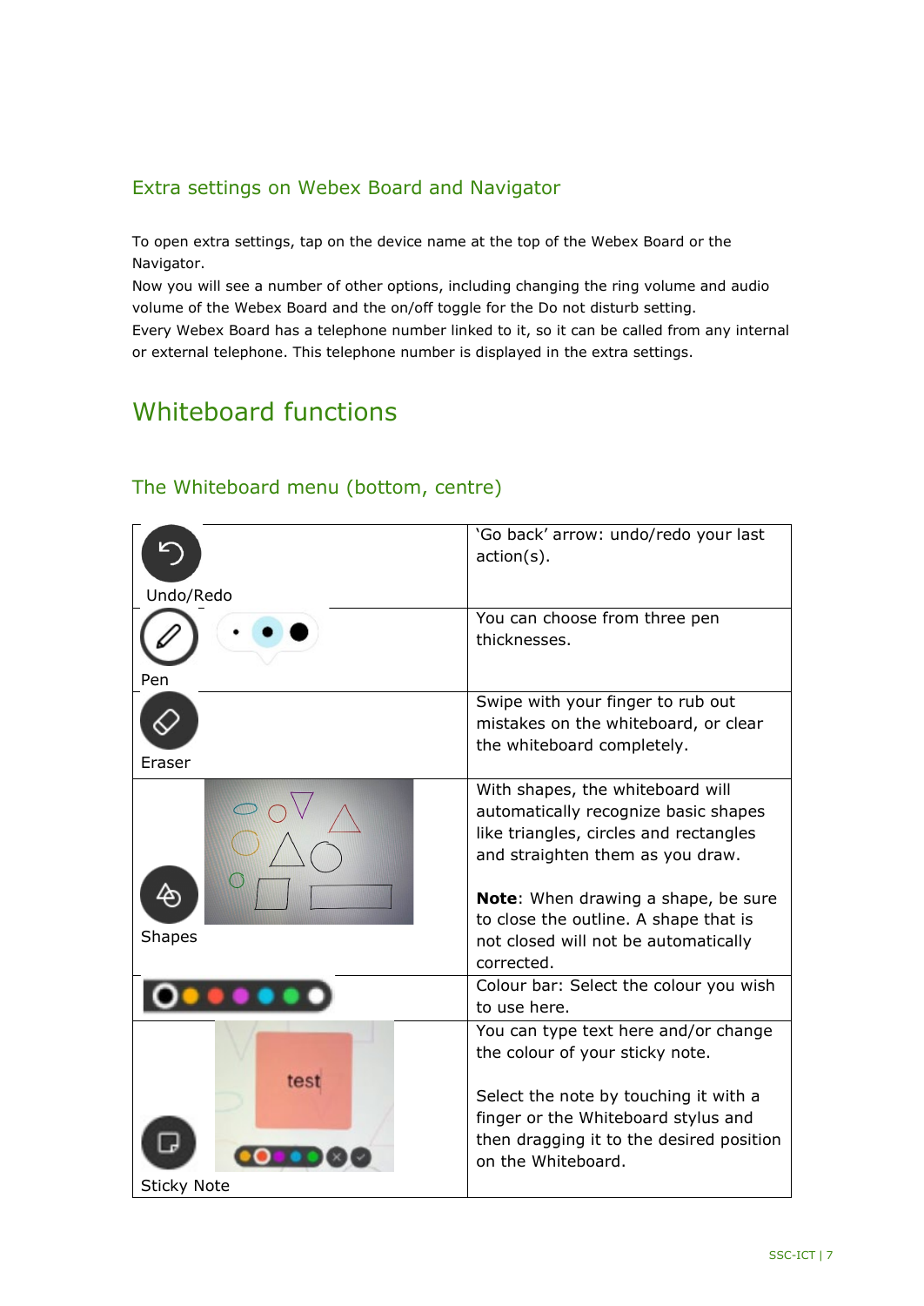## Extra settings on Webex Board and Navigator

To open extra settings, tap on the device name at the top of the Webex Board or the Navigator.
Now you will see a number of other options, including changing the ring volume and audio volume of the Webex Board and the on/off toggle for the Do not disturb setting.
Every Webex Board has a telephone number linked to it, so it can be called from any internal or external telephone. This telephone number is displayed in the extra settings.

# Whiteboard functions

## The Whiteboard menu (bottom, centre)

| | |
|---|---|
| Undo/Redo | 'Go back' arrow: undo/redo your last action(s). |
| Pen | You can choose from three pen thicknesses. |
| Eraser | Swipe with your finger to rub out mistakes on the whiteboard, or clear the whiteboard completely. |
| Shapes | With shapes, the whiteboard will automatically recognize basic shapes like triangles, circles and rectangles and straighten them as you draw.<br><br>**Note**: When drawing a shape, be sure to close the outline. A shape that is not closed will not be automatically corrected. |
| | Colour bar: Select the colour you wish to use here. |
| Sticky Note | You can type text here and/or change the colour of your sticky note.<br><br>Select the note by touching it with a finger or the Whiteboard stylus and then dragging it to the desired position on the Whiteboard. |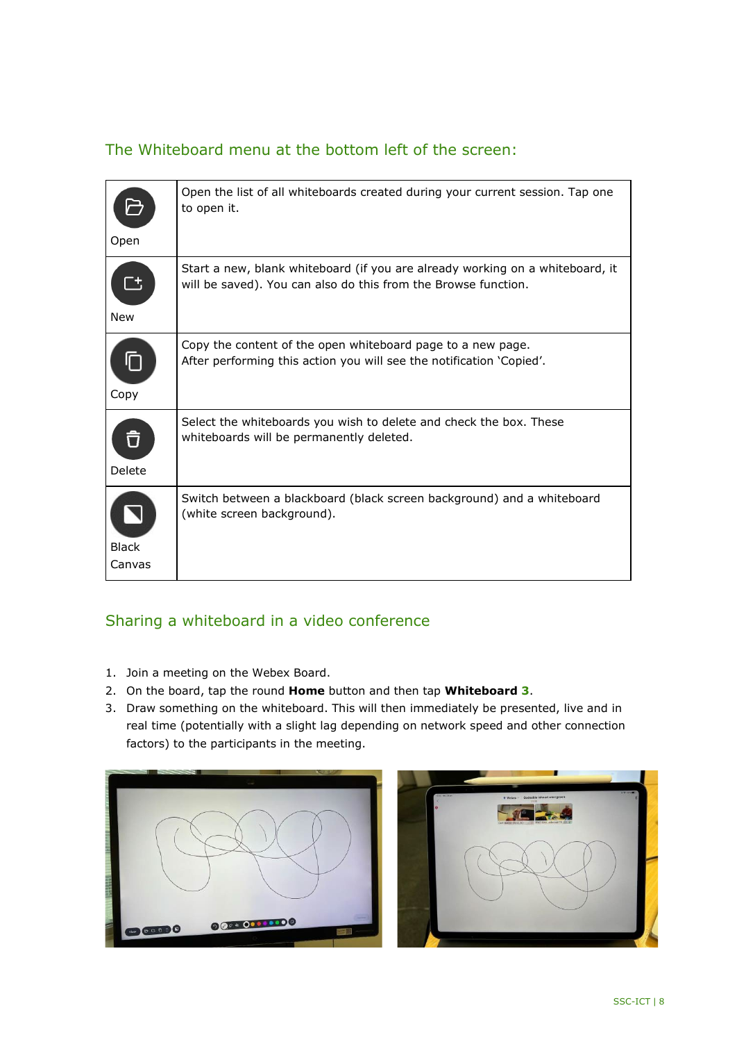## The Whiteboard menu at the bottom left of the screen:

| | |
|---|---|
| Open | Open the list of all whiteboards created during your current session. Tap one to open it. |
| New | Start a new, blank whiteboard (if you are already working on a whiteboard, it will be saved). You can also do this from the Browse function. |
| Copy | Copy the content of the open whiteboard page to a new page. After performing this action you will see the notification 'Copied'. |
| Delete | Select the whiteboards you wish to delete and check the box. These whiteboards will be permanently deleted. |
| Black Canvas | Switch between a blackboard (black screen background) and a whiteboard (white screen background). |

## Sharing a whiteboard in a video conference

1. Join a meeting on the Webex Board.
2. On the board, tap the round **Home** button and then tap **Whiteboard** **3**.
3. Draw something on the whiteboard. This will then immediately be presented, live and in real time (potentially with a slight lag depending on network speed and other connection factors) to the participants in the meeting.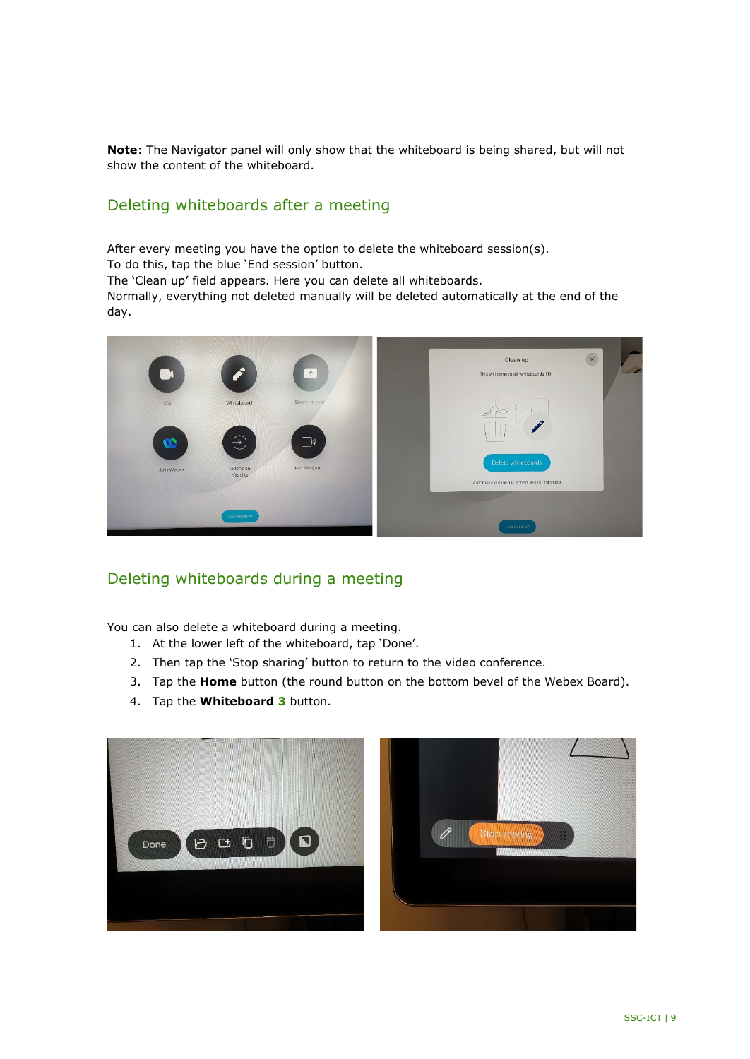**Note**: The Navigator panel will only show that the whiteboard is being shared, but will not show the content of the whiteboard.

## Deleting whiteboards after a meeting

After every meeting you have the option to delete the whiteboard session(s).
To do this, tap the blue 'End session' button.
The 'Clean up' field appears. Here you can delete all whiteboards.
Normally, everything not deleted manually will be deleted automatically at the end of the day.

## Deleting whiteboards during a meeting

You can also delete a whiteboard during a meeting.

1. At the lower left of the whiteboard, tap 'Done'.
2. Then tap the 'Stop sharing' button to return to the video conference.
3. Tap the **Home** button (the round button on the bottom bevel of the Webex Board).
4. Tap the **Whiteboard 3** button.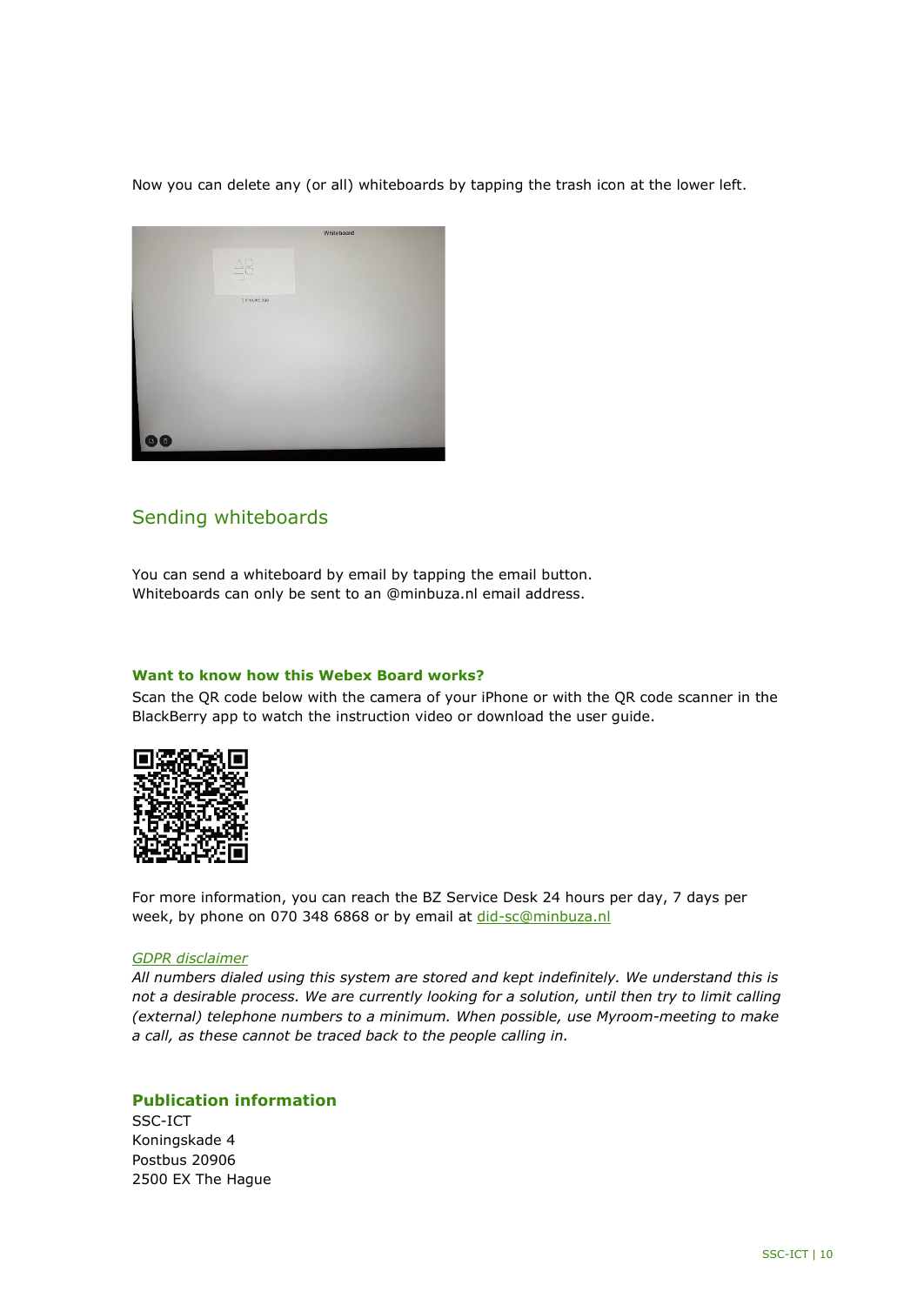Now you can delete any (or all) whiteboards by tapping the trash icon at the lower left.

## Sending whiteboards

You can send a whiteboard by email by tapping the email button.
Whiteboards can only be sent to an @minbuza.nl email address.

### Want to know how this Webex Board works?

Scan the QR code below with the camera of your iPhone or with the QR code scanner in the BlackBerry app to watch the instruction video or download the user guide.

For more information, you can reach the BZ Service Desk 24 hours per day, 7 days per week, by phone on 070 348 6868 or by email at did-sc@minbuza.nl

*GDPR disclaimer*
*All numbers dialed using this system are stored and kept indefinitely. We understand this is not a desirable process. We are currently looking for a solution, until then try to limit calling (external) telephone numbers to a minimum. When possible, use Myroom-meeting to make a call, as these cannot be traced back to the people calling in.*

### Publication information

SSC-ICT
Koningskade 4
Postbus 20906
2500 EX The Hague